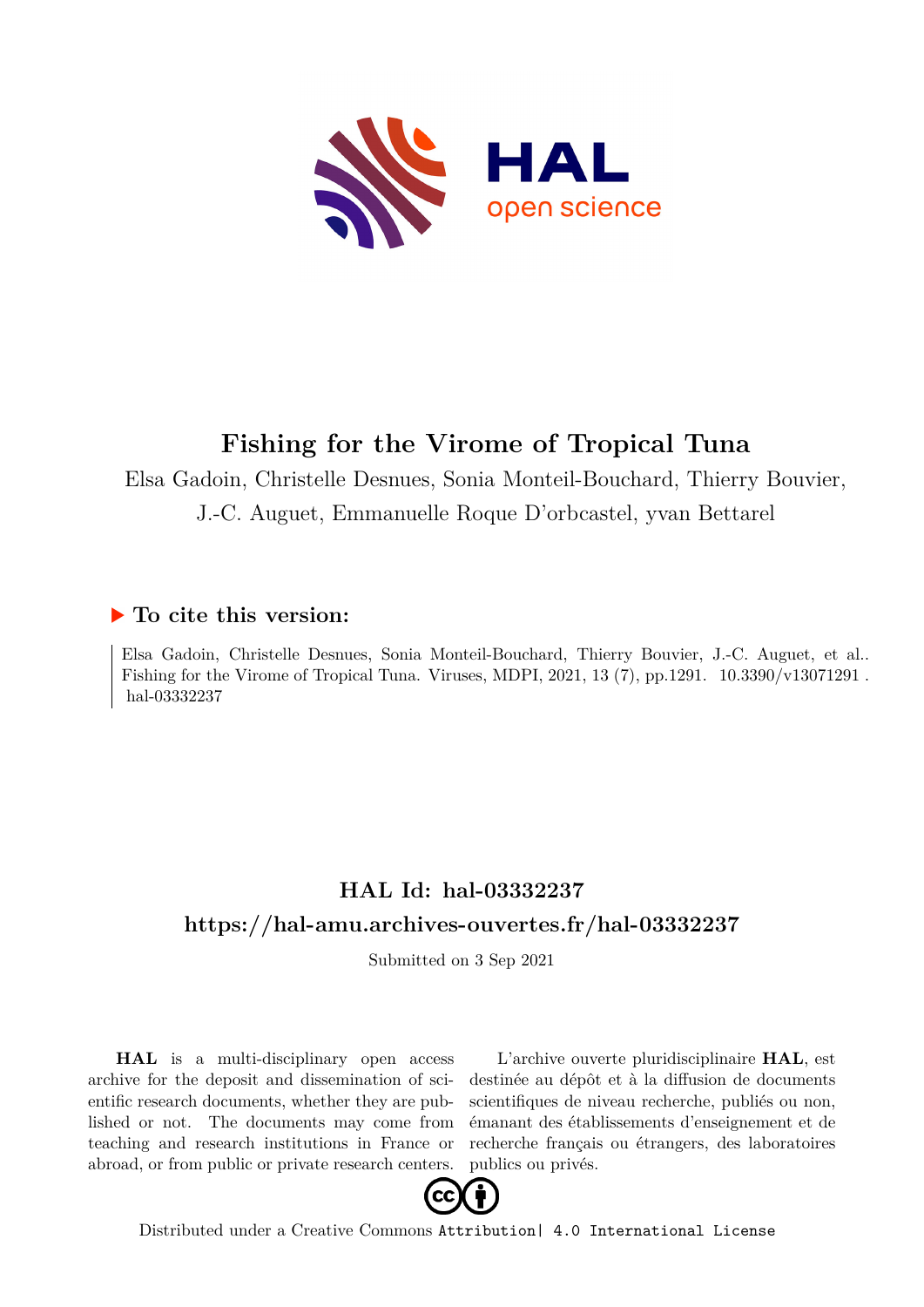# Fishing for the Virome of Tropical Tuna

Elsa Gadoin, Christelle Desnues, Sonia Monteil-Bouchard, Thierry Bouvier, J.-C. Auguet, Emmanuelle Roque D'orbcastel, yvan Bettarel

## ▶ To cite this version:

Elsa Gadoin, Christelle Desnues, Sonia Monteil-Bouchard, Thierry Bouvier, J.-C. Auguet, et al.. Fishing for the Virome of Tropical Tuna. Viruses, MDPI, 2021, 13 (7), pp.1291. 10.3390/v13071291 . hal-03332237

## HAL Id: hal-03332237

## https://hal-amu.archives-ouvertes.fr/hal-03332237

Submitted on 3 Sep 2021

**HAL** is a multi-disciplinary open access archive for the deposit and dissemination of scientific research documents, whether they are published or not. The documents may come from teaching and research institutions in France or abroad, or from public or private research centers.

L'archive ouverte pluridisciplinaire **HAL**, est destinée au dépôt et à la diffusion de documents scientifiques de niveau recherche, publiés ou non, émanant des établissements d'enseignement et de recherche français ou étrangers, des laboratoires publics ou privés.

Distributed under a Creative Commons Attribution| 4.0 International License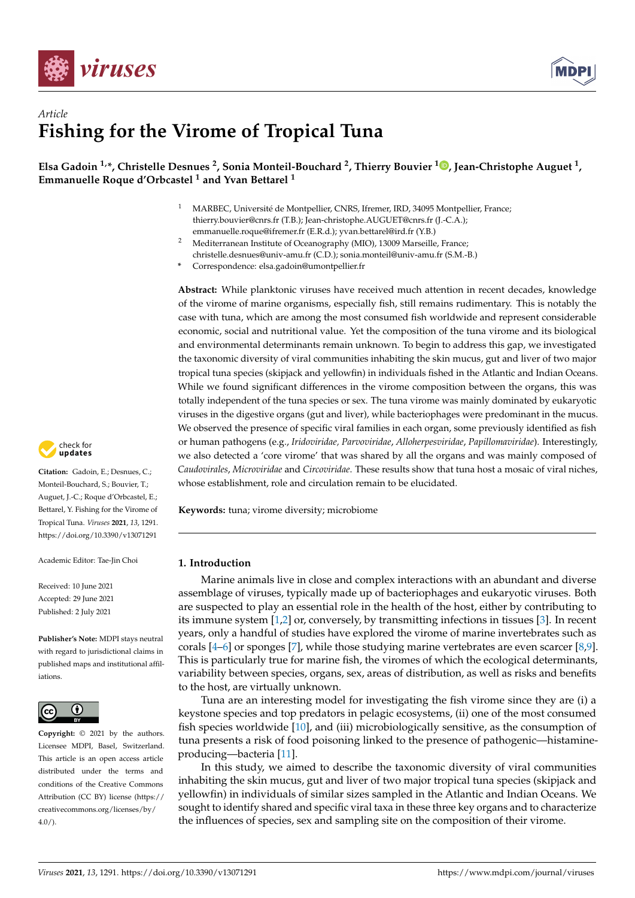Article

# Fishing for the Virome of Tropical Tuna

**Elsa Gadoin [1,*], Christelle Desnues [2], Sonia Monteil-Bouchard [2], Thierry Bouvier [1], Jean-Christophe Auguet [1], Emmanuelle Roque d'Orbcastel [1] and Yvan Bettarel [1]**

[1] MARBEC, Université de Montpellier, CNRS, Ifremer, IRD, 34095 Montpellier, France; thierry.bouvier@cnrs.fr (T.B.); Jean-christophe.AUGUET@cnrs.fr (J.-C.A.); emmanuelle.roque@ifremer.fr (E.R.d.); yvan.bettarel@ird.fr (Y.B.)

[2] Mediterranean Institute of Oceanography (MIO), 13009 Marseille, France; christelle.desnues@univ-amu.fr (C.D.); sonia.monteil@univ-amu.fr (S.M.-B.)

\* Correspondence: elsa.gadoin@umontpellier.fr

**Abstract:** While planktonic viruses have received much attention in recent decades, knowledge of the virome of marine organisms, especially fish, still remains rudimentary. This is notably the case with tuna, which are among the most consumed fish worldwide and represent considerable economic, social and nutritional value. Yet the composition of the tuna virome and its biological and environmental determinants remain unknown. To begin to address this gap, we investigated the taxonomic diversity of viral communities inhabiting the skin mucus, gut and liver of two major tropical tuna species (skipjack and yellowfin) in individuals fished in the Atlantic and Indian Oceans. While we found significant differences in the virome composition between the organs, this was totally independent of the tuna species or sex. The tuna virome was mainly dominated by eukaryotic viruses in the digestive organs (gut and liver), while bacteriophages were predominant in the mucus. We observed the presence of specific viral families in each organ, some previously identified as fish or human pathogens (e.g., *Iridoviridae*, *Parvoviridae*, *Alloherpesviridae*, *Papillomaviridae*). Interestingly, we also detected a 'core virome' that was shared by all the organs and was mainly composed of *Caudovirales*, *Microviridae* and *Circoviridae*. These results show that tuna host a mosaic of viral niches, whose establishment, role and circulation remain to be elucidated.

**Keywords:** tuna; virome diversity; microbiome

**Citation:** Gadoin, E.; Desnues, C.; Monteil-Bouchard, S.; Bouvier, T.; Auguet, J.-C.; Roque d'Orbcastel, E.; Bettarel, Y. Fishing for the Virome of Tropical Tuna. *Viruses* **2021**, *13*, 1291. https://doi.org/10.3390/v13071291

Academic Editor: Tae-Jin Choi

Received: 10 June 2021
Accepted: 29 June 2021
Published: 2 July 2021

**Publisher's Note:** MDPI stays neutral with regard to jurisdictional claims in published maps and institutional affiliations.

**Copyright:** © 2021 by the authors. Licensee MDPI, Basel, Switzerland. This article is an open access article distributed under the terms and conditions of the Creative Commons Attribution (CC BY) license (https://creativecommons.org/licenses/by/4.0/).

## 1. Introduction

Marine animals live in close and complex interactions with an abundant and diverse assemblage of viruses, typically made up of bacteriophages and eukaryotic viruses. Both are suspected to play an essential role in the health of the host, either by contributing to its immune system [1,2] or, conversely, by transmitting infections in tissues [3]. In recent years, only a handful of studies have explored the virome of marine invertebrates such as corals [4–6] or sponges [7], while those studying marine vertebrates are even scarcer [8,9]. This is particularly true for marine fish, the viromes of which the ecological determinants, variability between species, organs, sex, areas of distribution, as well as risks and benefits to the host, are virtually unknown.

Tuna are an interesting model for investigating the fish virome since they are (i) a keystone species and top predators in pelagic ecosystems, (ii) one of the most consumed fish species worldwide [10], and (iii) microbiologically sensitive, as the consumption of tuna presents a risk of food poisoning linked to the presence of pathogenic—histamine-producing—bacteria [11].

In this study, we aimed to describe the taxonomic diversity of viral communities inhabiting the skin mucus, gut and liver of two major tropical tuna species (skipjack and yellowfin) in individuals of similar sizes sampled in the Atlantic and Indian Oceans. We sought to identify shared and specific viral taxa in these three key organs and to characterize the influences of species, sex and sampling site on the composition of their virome.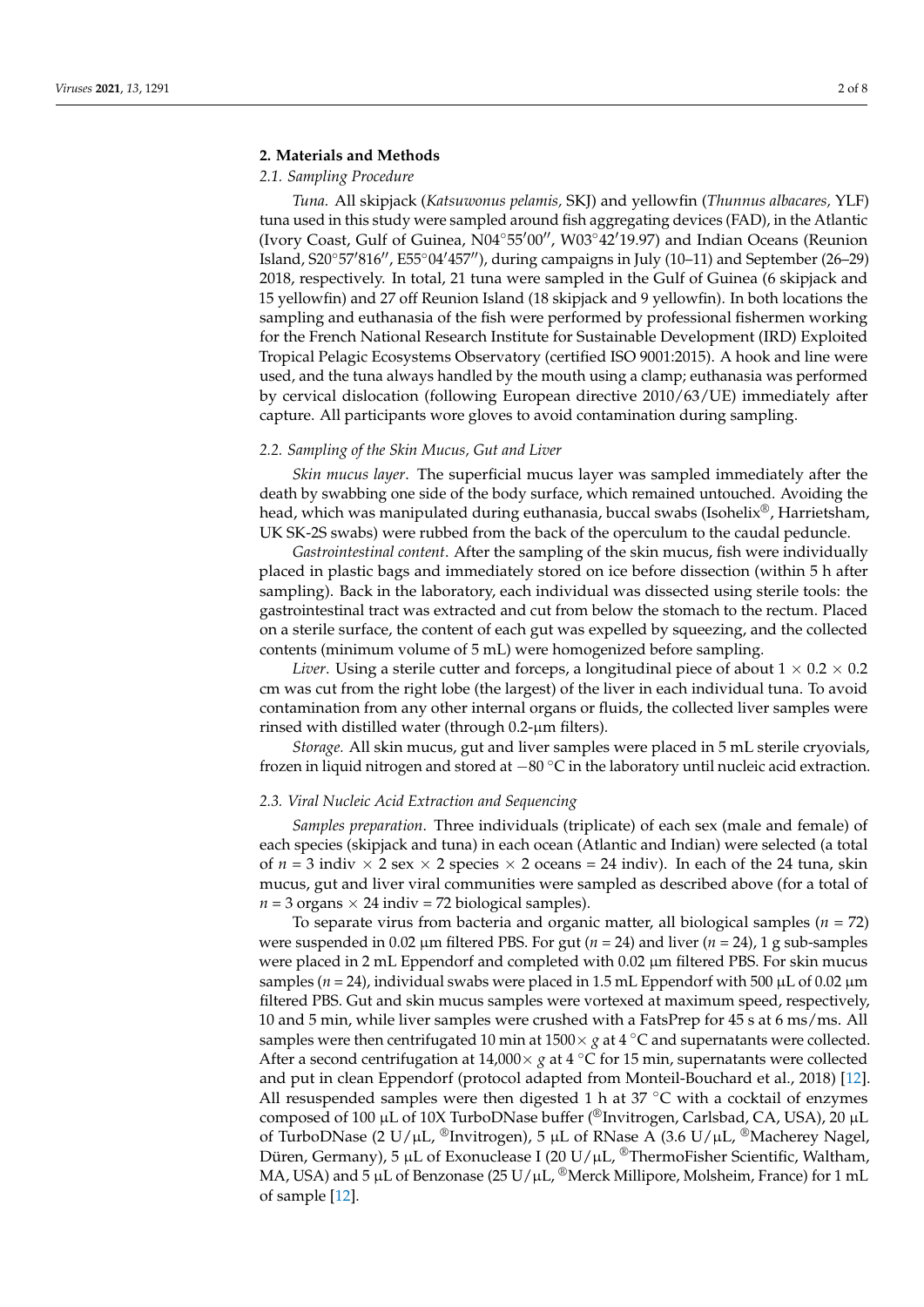## 2. Materials and Methods

### 2.1. Sampling Procedure

*Tuna.* All skipjack (*Katsuwonus pelamis,* SKJ) and yellowfin (*Thunnus albacares,* YLF) tuna used in this study were sampled around fish aggregating devices (FAD), in the Atlantic (Ivory Coast, Gulf of Guinea, N04°55′00″, W03°42′19.97) and Indian Oceans (Reunion Island, S20°57′816″, E55°04′457″), during campaigns in July (10–11) and September (26–29) 2018, respectively. In total, 21 tuna were sampled in the Gulf of Guinea (6 skipjack and 15 yellowfin) and 27 off Reunion Island (18 skipjack and 9 yellowfin). In both locations the sampling and euthanasia of the fish were performed by professional fishermen working for the French National Research Institute for Sustainable Development (IRD) Exploited Tropical Pelagic Ecosystems Observatory (certified ISO 9001:2015). A hook and line were used, and the tuna always handled by the mouth using a clamp; euthanasia was performed by cervical dislocation (following European directive 2010/63/UE) immediately after capture. All participants wore gloves to avoid contamination during sampling.

### 2.2. Sampling of the Skin Mucus, Gut and Liver

*Skin mucus layer*. The superficial mucus layer was sampled immediately after the death by swabbing one side of the body surface, which remained untouched. Avoiding the head, which was manipulated during euthanasia, buccal swabs (Isohelix®, Harrietsham, UK SK-2S swabs) were rubbed from the back of the operculum to the caudal peduncle.

*Gastrointestinal content*. After the sampling of the skin mucus, fish were individually placed in plastic bags and immediately stored on ice before dissection (within 5 h after sampling). Back in the laboratory, each individual was dissected using sterile tools: the gastrointestinal tract was extracted and cut from below the stomach to the rectum. Placed on a sterile surface, the content of each gut was expelled by squeezing, and the collected contents (minimum volume of 5 mL) were homogenized before sampling.

*Liver*. Using a sterile cutter and forceps, a longitudinal piece of about $1 \times 0.2 \times 0.2$ cm was cut from the right lobe (the largest) of the liver in each individual tuna. To avoid contamination from any other internal organs or fluids, the collected liver samples were rinsed with distilled water (through 0.2-µm filters).

*Storage*. All skin mucus, gut and liver samples were placed in 5 mL sterile cryovials, frozen in liquid nitrogen and stored at −80 °C in the laboratory until nucleic acid extraction.

### 2.3. Viral Nucleic Acid Extraction and Sequencing

*Samples preparation*. Three individuals (triplicate) of each sex (male and female) of each species (skipjack and tuna) in each ocean (Atlantic and Indian) were selected (a total of $n = 3$ indiv $\times$ 2 sex $\times$ 2 species $\times$ 2 oceans = 24 indiv). In each of the 24 tuna, skin mucus, gut and liver viral communities were sampled as described above (for a total of $n = 3$ organs $\times$ 24 indiv = 72 biological samples).

To separate virus from bacteria and organic matter, all biological samples ($n = 72$) were suspended in 0.02 µm filtered PBS. For gut ($n = 24$) and liver ($n = 24$), 1 g sub-samples were placed in 2 mL Eppendorf and completed with 0.02 µm filtered PBS. For skin mucus samples ($n = 24$), individual swabs were placed in 1.5 mL Eppendorf with 500 µL of 0.02 µm filtered PBS. Gut and skin mucus samples were vortexed at maximum speed, respectively, 10 and 5 min, while liver samples were crushed with a FatsPrep for 45 s at 6 ms/ms. All samples were then centrifugated 10 min at $1500 \times g$ at 4 °C and supernatants were collected. After a second centrifugation at $14{,}000 \times g$ at 4 °C for 15 min, supernatants were collected and put in clean Eppendorf (protocol adapted from Monteil-Bouchard et al., 2018) [12]. All resuspended samples were then digested 1 h at 37 °C with a cocktail of enzymes composed of 100 µL of 10X TurboDNase buffer (®Invitrogen, Carlsbad, CA, USA), 20 µL of TurboDNase (2 U/µL, ®Invitrogen), 5 µL of RNase A (3.6 U/µL, ®Macherey Nagel, Düren, Germany), 5 µL of Exonuclease I (20 U/µL, ®ThermoFisher Scientific, Waltham, MA, USA) and 5 µL of Benzonase (25 U/µL, ®Merck Millipore, Molsheim, France) for 1 mL of sample [12].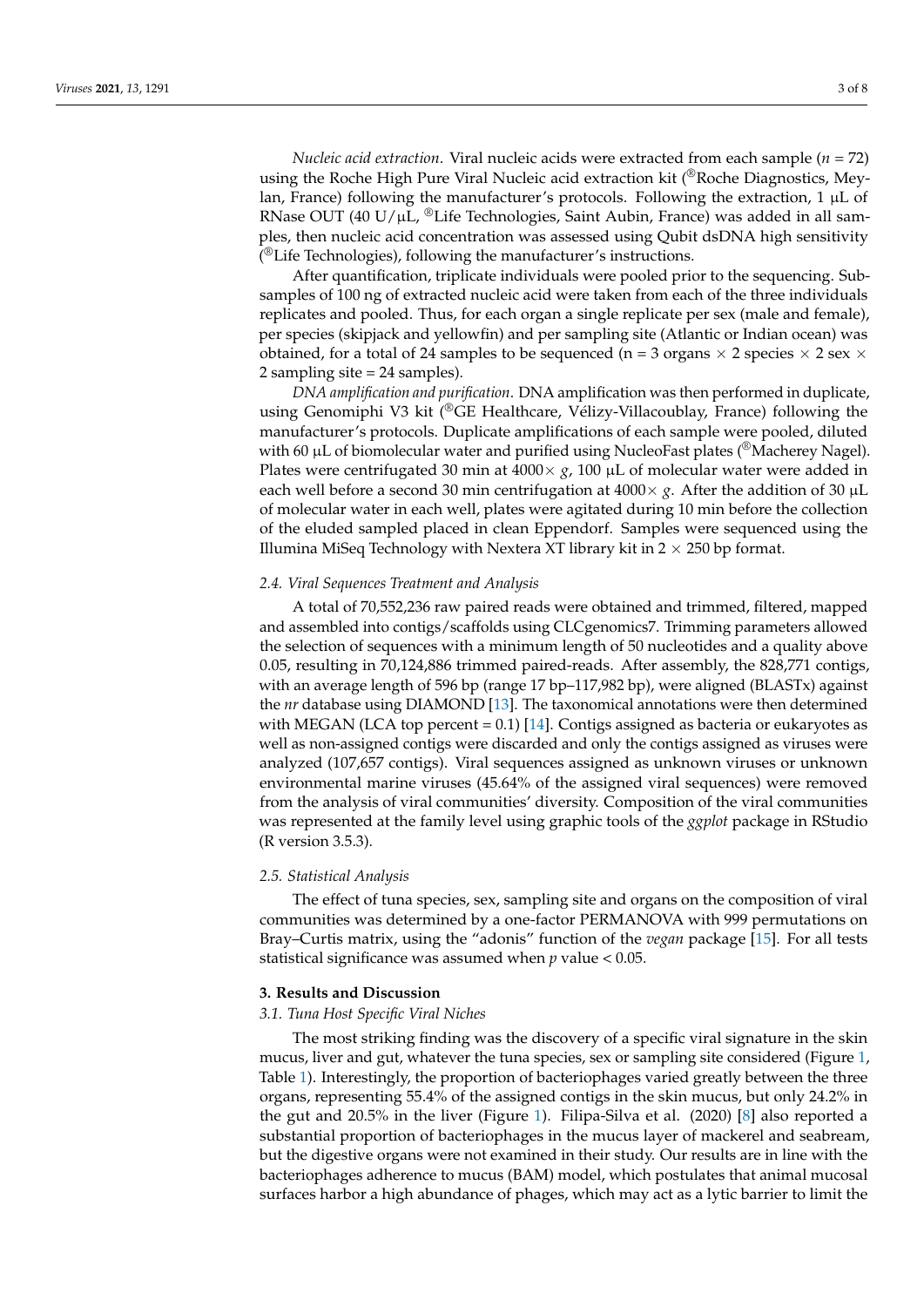*Nucleic acid extraction*. Viral nucleic acids were extracted from each sample ($n$ = 72) using the Roche High Pure Viral Nucleic acid extraction kit (®Roche Diagnostics, Meylan, France) following the manufacturer's protocols. Following the extraction, 1 µL of RNase OUT (40 U/µL, ®Life Technologies, Saint Aubin, France) was added in all samples, then nucleic acid concentration was assessed using Qubit dsDNA high sensitivity (®Life Technologies), following the manufacturer's instructions.

After quantification, triplicate individuals were pooled prior to the sequencing. Subsamples of 100 ng of extracted nucleic acid were taken from each of the three individuals replicates and pooled. Thus, for each organ a single replicate per sex (male and female), per species (skipjack and yellowfin) and per sampling site (Atlantic or Indian ocean) was obtained, for a total of 24 samples to be sequenced (n = 3 organs × 2 species × 2 sex × 2 sampling site = 24 samples).

*DNA amplification and purification*. DNA amplification was then performed in duplicate, using Genomiphi V3 kit (®GE Healthcare, Vélizy-Villacoublay, France) following the manufacturer's protocols. Duplicate amplifications of each sample were pooled, diluted with 60 µL of biomolecular water and purified using NucleoFast plates (®Macherey Nagel). Plates were centrifugated 30 min at 4000× *g*, 100 µL of molecular water were added in each well before a second 30 min centrifugation at 4000× *g*. After the addition of 30 µL of molecular water in each well, plates were agitated during 10 min before the collection of the eluded sampled placed in clean Eppendorf. Samples were sequenced using the Illumina MiSeq Technology with Nextera XT library kit in 2 × 250 bp format.

### 2.4. Viral Sequences Treatment and Analysis

A total of 70,552,236 raw paired reads were obtained and trimmed, filtered, mapped and assembled into contigs/scaffolds using CLCgenomics7. Trimming parameters allowed the selection of sequences with a minimum length of 50 nucleotides and a quality above 0.05, resulting in 70,124,886 trimmed paired-reads. After assembly, the 828,771 contigs, with an average length of 596 bp (range 17 bp–117,982 bp), were aligned (BLASTx) against the *nr* database using DIAMOND [13]. The taxonomical annotations were then determined with MEGAN (LCA top percent = 0.1) [14]. Contigs assigned as bacteria or eukaryotes as well as non-assigned contigs were discarded and only the contigs assigned as viruses were analyzed (107,657 contigs). Viral sequences assigned as unknown viruses or unknown environmental marine viruses (45.64% of the assigned viral sequences) were removed from the analysis of viral communities' diversity. Composition of the viral communities was represented at the family level using graphic tools of the *ggplot* package in RStudio (R version 3.5.3).

### 2.5. Statistical Analysis

The effect of tuna species, sex, sampling site and organs on the composition of viral communities was determined by a one-factor PERMANOVA with 999 permutations on Bray–Curtis matrix, using the "adonis" function of the *vegan* package [15]. For all tests statistical significance was assumed when $p$ value < 0.05.

## 3. Results and Discussion

### 3.1. Tuna Host Specific Viral Niches

The most striking finding was the discovery of a specific viral signature in the skin mucus, liver and gut, whatever the tuna species, sex or sampling site considered (Figure 1, Table 1). Interestingly, the proportion of bacteriophages varied greatly between the three organs, representing 55.4% of the assigned contigs in the skin mucus, but only 24.2% in the gut and 20.5% in the liver (Figure 1). Filipa-Silva et al. (2020) [8] also reported a substantial proportion of bacteriophages in the mucus layer of mackerel and seabream, but the digestive organs were not examined in their study. Our results are in line with the bacteriophages adherence to mucus (BAM) model, which postulates that animal mucosal surfaces harbor a high abundance of phages, which may act as a lytic barrier to limit the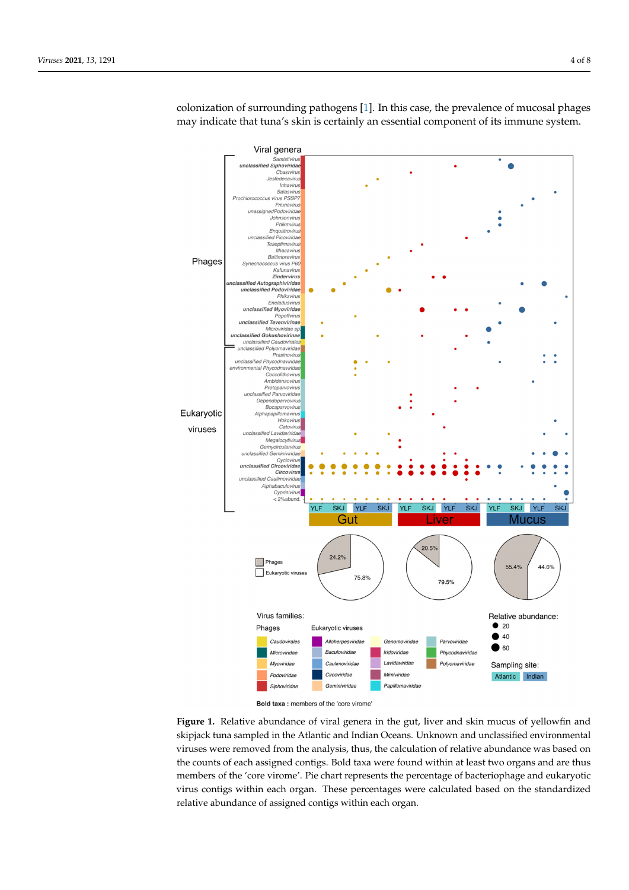colonization of surrounding pathogens [1]. In this case, the prevalence of mucosal phages may indicate that tuna's skin is certainly an essential component of its immune system.

**Figure 1.** Relative abundance of viral genera in the gut, liver and skin mucus of yellowfin and skipjack tuna sampled in the Atlantic and Indian Oceans. Unknown and unclassified environmental viruses were removed from the analysis, thus, the calculation of relative abundance was based on the counts of each assigned contigs. Bold taxa were found within at least two organs and are thus members of the 'core virome'. Pie chart represents the percentage of bacteriophage and eukaryotic virus contigs within each organ. These percentages were calculated based on the standardized relative abundance of assigned contigs within each organ.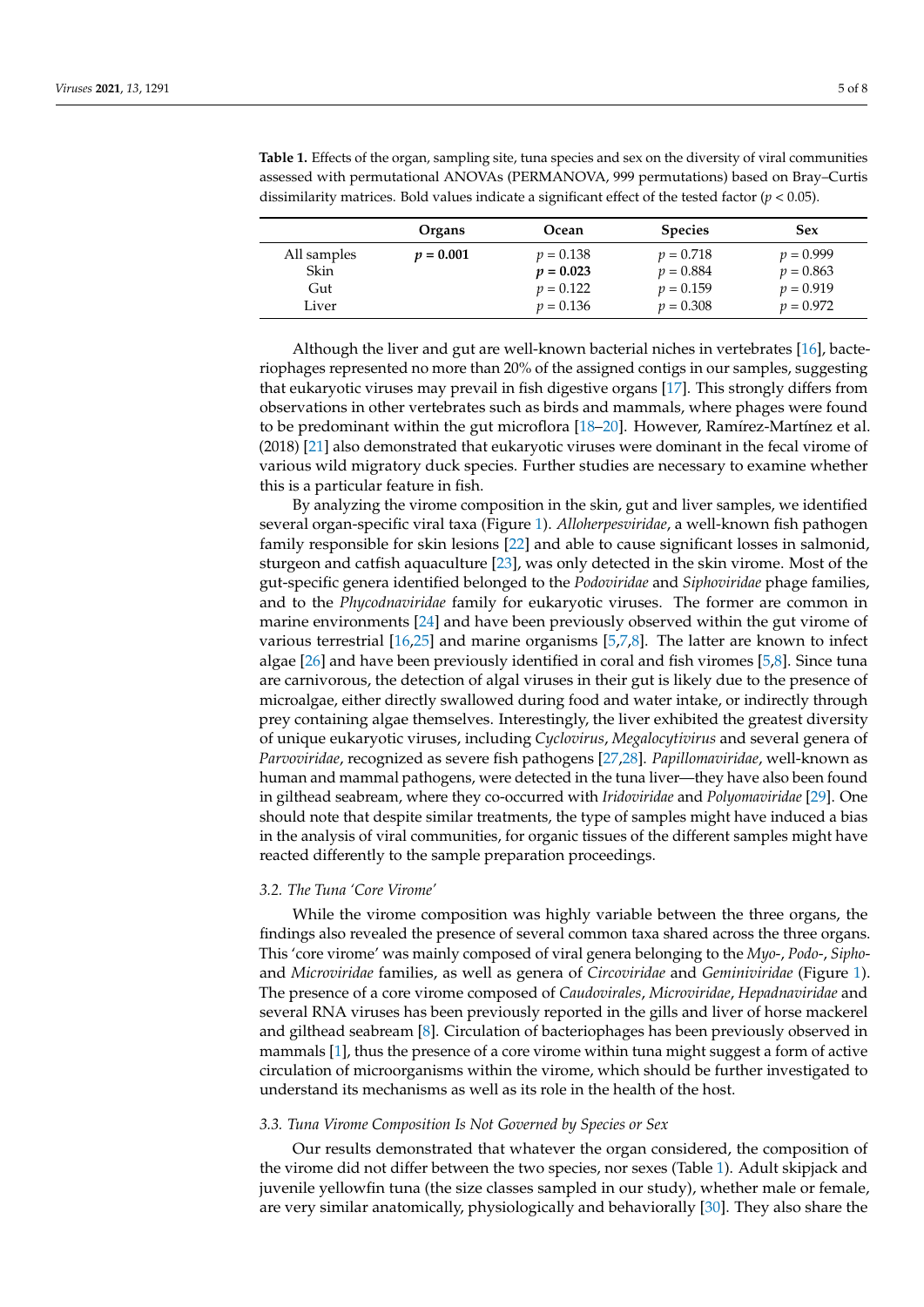**Table 1.** Effects of the organ, sampling site, tuna species and sex on the diversity of viral communities assessed with permutational ANOVAs (PERMANOVA, 999 permutations) based on Bray–Curtis dissimilarity matrices. Bold values indicate a significant effect of the tested factor ($p < 0.05$).

| | Organs | Ocean | Species | Sex |
|---|---|---|---|---|
| All samples | $\boldsymbol{p = 0.001}$ | $p = 0.138$ | $p = 0.718$ | $p = 0.999$ |
| Skin | | $\boldsymbol{p = 0.023}$ | $p = 0.884$ | $p = 0.863$ |
| Gut | | $p = 0.122$ | $p = 0.159$ | $p = 0.919$ |
| Liver | | $p = 0.136$ | $p = 0.308$ | $p = 0.972$ |

Although the liver and gut are well-known bacterial niches in vertebrates [16], bacteriophages represented no more than 20% of the assigned contigs in our samples, suggesting that eukaryotic viruses may prevail in fish digestive organs [17]. This strongly differs from observations in other vertebrates such as birds and mammals, where phages were found to be predominant within the gut microflora [18–20]. However, Ramírez-Martínez et al. (2018) [21] also demonstrated that eukaryotic viruses were dominant in the fecal virome of various wild migratory duck species. Further studies are necessary to examine whether this is a particular feature in fish.

By analyzing the virome composition in the skin, gut and liver samples, we identified several organ-specific viral taxa (Figure 1). *Alloherpesviridae*, a well-known fish pathogen family responsible for skin lesions [22] and able to cause significant losses in salmonid, sturgeon and catfish aquaculture [23], was only detected in the skin virome. Most of the gut-specific genera identified belonged to the *Podoviridae* and *Siphoviridae* phage families, and to the *Phycodnaviridae* family for eukaryotic viruses. The former are common in marine environments [24] and have been previously observed within the gut virome of various terrestrial [16,25] and marine organisms [5,7,8]. The latter are known to infect algae [26] and have been previously identified in coral and fish viromes [5,8]. Since tuna are carnivorous, the detection of algal viruses in their gut is likely due to the presence of microalgae, either directly swallowed during food and water intake, or indirectly through prey containing algae themselves. Interestingly, the liver exhibited the greatest diversity of unique eukaryotic viruses, including *Cyclovirus*, *Megalocytivirus* and several genera of *Parvoviridae*, recognized as severe fish pathogens [27,28]. *Papillomaviridae*, well-known as human and mammal pathogens, were detected in the tuna liver—they have also been found in gilthead seabream, where they co-occurred with *Iridoviridae* and *Polyomaviridae* [29]. One should note that despite similar treatments, the type of samples might have induced a bias in the analysis of viral communities, for organic tissues of the different samples might have reacted differently to the sample preparation proceedings.

### 3.2. The Tuna 'Core Virome'

While the virome composition was highly variable between the three organs, the findings also revealed the presence of several common taxa shared across the three organs. This 'core virome' was mainly composed of viral genera belonging to the *Myo-*, *Podo-*, *Sipho-* and *Microviridae* families, as well as genera of *Circoviridae* and *Geminiviridae* (Figure 1). The presence of a core virome composed of *Caudovirales*, *Microviridae*, *Hepadnaviridae* and several RNA viruses has been previously reported in the gills and liver of horse mackerel and gilthead seabream [8]. Circulation of bacteriophages has been previously observed in mammals [1], thus the presence of a core virome within tuna might suggest a form of active circulation of microorganisms within the virome, which should be further investigated to understand its mechanisms as well as its role in the health of the host.

### 3.3. Tuna Virome Composition Is Not Governed by Species or Sex

Our results demonstrated that whatever the organ considered, the composition of the virome did not differ between the two species, nor sexes (Table 1). Adult skipjack and juvenile yellowfin tuna (the size classes sampled in our study), whether male or female, are very similar anatomically, physiologically and behaviorally [30]. They also share the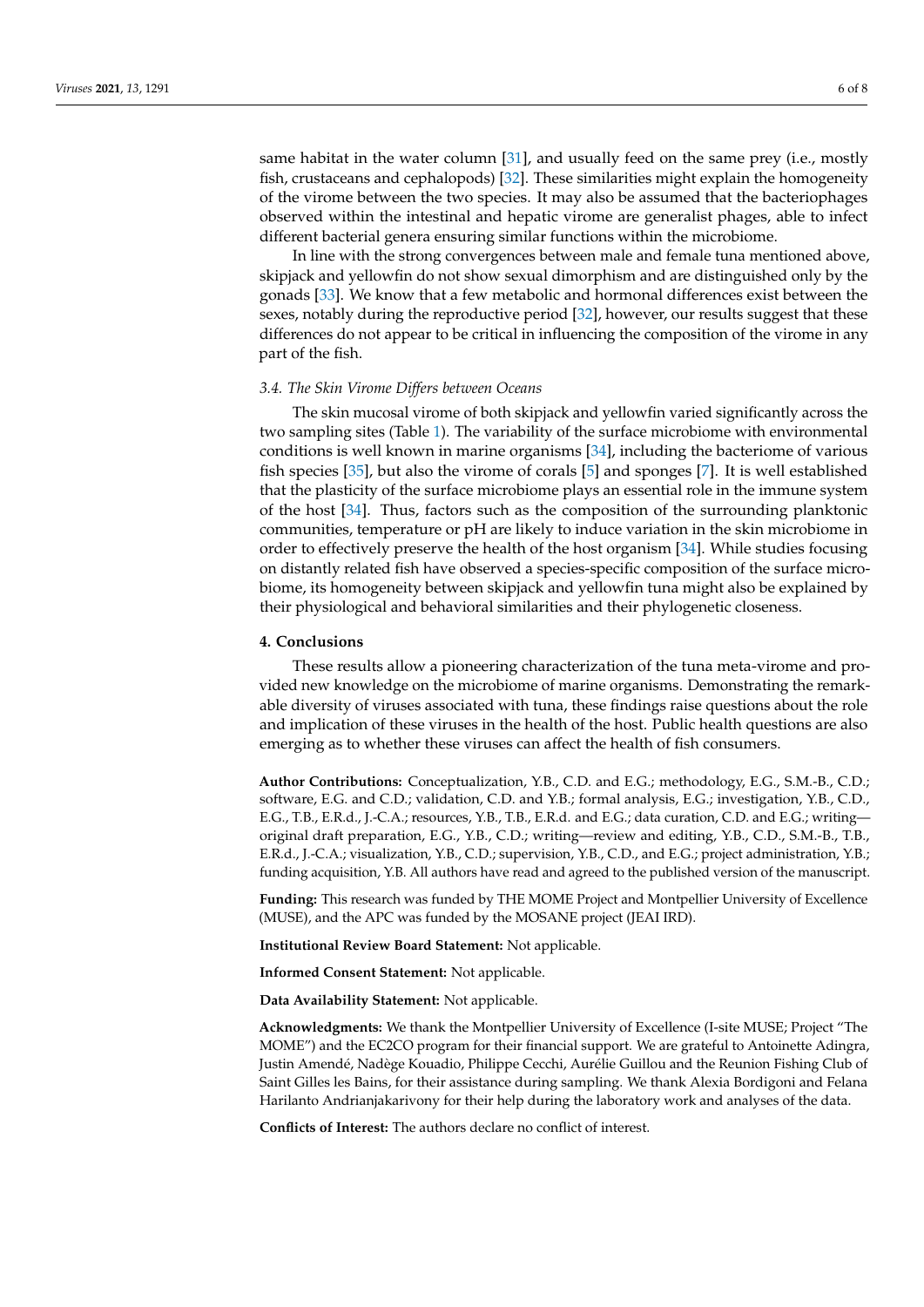same habitat in the water column [31], and usually feed on the same prey (i.e., mostly fish, crustaceans and cephalopods) [32]. These similarities might explain the homogeneity of the virome between the two species. It may also be assumed that the bacteriophages observed within the intestinal and hepatic virome are generalist phages, able to infect different bacterial genera ensuring similar functions within the microbiome.

In line with the strong convergences between male and female tuna mentioned above, skipjack and yellowfin do not show sexual dimorphism and are distinguished only by the gonads [33]. We know that a few metabolic and hormonal differences exist between the sexes, notably during the reproductive period [32], however, our results suggest that these differences do not appear to be critical in influencing the composition of the virome in any part of the fish.

### *3.4. The Skin Virome Differs between Oceans*

The skin mucosal virome of both skipjack and yellowfin varied significantly across the two sampling sites (Table 1). The variability of the surface microbiome with environmental conditions is well known in marine organisms [34], including the bacteriome of various fish species [35], but also the virome of corals [5] and sponges [7]. It is well established that the plasticity of the surface microbiome plays an essential role in the immune system of the host [34]. Thus, factors such as the composition of the surrounding planktonic communities, temperature or pH are likely to induce variation in the skin microbiome in order to effectively preserve the health of the host organism [34]. While studies focusing on distantly related fish have observed a species-specific composition of the surface microbiome, its homogeneity between skipjack and yellowfin tuna might also be explained by their physiological and behavioral similarities and their phylogenetic closeness.

## 4. Conclusions

These results allow a pioneering characterization of the tuna meta-virome and provided new knowledge on the microbiome of marine organisms. Demonstrating the remarkable diversity of viruses associated with tuna, these findings raise questions about the role and implication of these viruses in the health of the host. Public health questions are also emerging as to whether these viruses can affect the health of fish consumers.

**Author Contributions:** Conceptualization, Y.B., C.D. and E.G.; methodology, E.G., S.M.-B., C.D.; software, E.G. and C.D.; validation, C.D. and Y.B.; formal analysis, E.G.; investigation, Y.B., C.D., E.G., T.B., E.R.d., J.-C.A.; resources, Y.B., T.B., E.R.d. and E.G.; data curation, C.D. and E.G.; writing—original draft preparation, E.G., Y.B., C.D.; writing—review and editing, Y.B., C.D., S.M.-B., T.B., E.R.d., J.-C.A.; visualization, Y.B., C.D.; supervision, Y.B., C.D., and E.G.; project administration, Y.B.; funding acquisition, Y.B. All authors have read and agreed to the published version of the manuscript.

**Funding:** This research was funded by THE MOME Project and Montpellier University of Excellence (MUSE), and the APC was funded by the MOSANE project (JEAI IRD).

**Institutional Review Board Statement:** Not applicable.

**Informed Consent Statement:** Not applicable.

**Data Availability Statement:** Not applicable.

**Acknowledgments:** We thank the Montpellier University of Excellence (I-site MUSE; Project "The MOME") and the EC2CO program for their financial support. We are grateful to Antoinette Adingra, Justin Amendé, Nadège Kouadio, Philippe Cecchi, Aurélie Guillou and the Reunion Fishing Club of Saint Gilles les Bains, for their assistance during sampling. We thank Alexia Bordigoni and Felana Harilanto Andrianjakarivony for their help during the laboratory work and analyses of the data.

**Conflicts of Interest:** The authors declare no conflict of interest.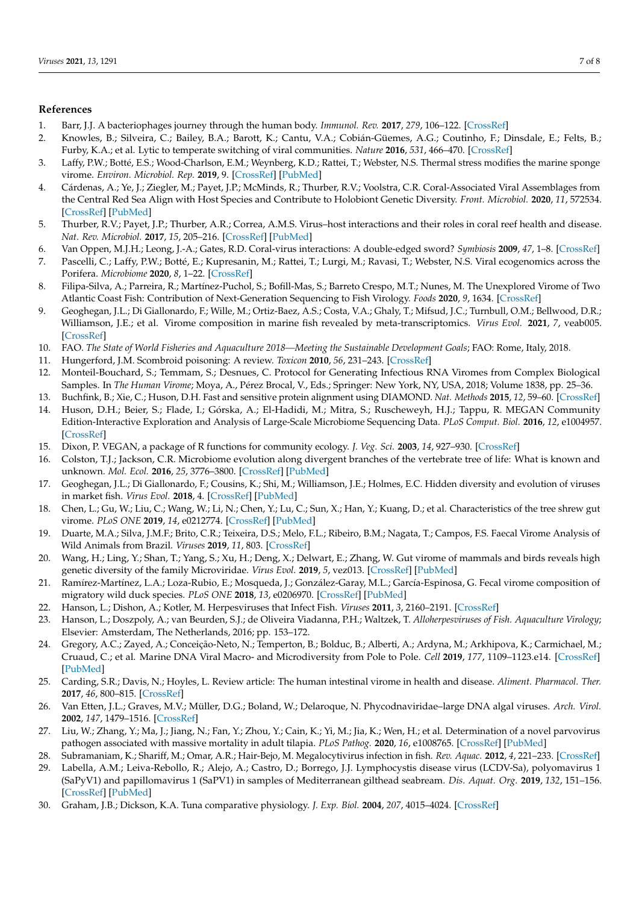## References

1. Barr, J.J. A bacteriophages journey through the human body. *Immunol. Rev.* **2017**, *279*, 106–122. [CrossRef]
2. Knowles, B.; Silveira, C.; Bailey, B.A.; Barott, K.; Cantu, V.A.; Cobián-Güemes, A.G.; Coutinho, F.; Dinsdale, E.; Felts, B.; Furby, K.A.; et al. Lytic to temperate switching of viral communities. *Nature* **2016**, *531*, 466–470. [CrossRef]
3. Laffy, P.W.; Botté, E.S.; Wood-Charlson, E.M.; Weynberg, K.D.; Rattei, T.; Webster, N.S. Thermal stress modifies the marine sponge virome. *Environ. Microbiol. Rep.* **2019**, 9. [CrossRef] [PubMed]
4. Cárdenas, A.; Ye, J.; Ziegler, M.; Payet, J.P.; McMinds, R.; Thurber, R.V.; Voolstra, C.R. Coral-Associated Viral Assemblages from the Central Red Sea Align with Host Species and Contribute to Holobiont Genetic Diversity. *Front. Microbiol.* **2020**, *11*, 572534. [CrossRef] [PubMed]
5. Thurber, R.V.; Payet, J.P.; Thurber, A.R.; Correa, A.M.S. Virus–host interactions and their roles in coral reef health and disease. *Nat. Rev. Microbiol.* **2017**, *15*, 205–216. [CrossRef] [PubMed]
6. Van Oppen, M.J.H.; Leong, J.-A.; Gates, R.D. Coral-virus interactions: A double-edged sword? *Symbiosis* **2009**, *47*, 1–8. [CrossRef]
7. Pascelli, C.; Laffy, P.W.; Botté, E.; Kupresanin, M.; Rattei, T.; Lurgi, M.; Ravasi, T.; Webster, N.S. Viral ecogenomics across the Porifera. *Microbiome* **2020**, *8*, 1–22. [CrossRef]
8. Filipa-Silva, A.; Parreira, R.; Martínez-Puchol, S.; Bofill-Mas, S.; Barreto Crespo, M.T.; Nunes, M. The Unexplored Virome of Two Atlantic Coast Fish: Contribution of Next-Generation Sequencing to Fish Virology. *Foods* **2020**, *9*, 1634. [CrossRef]
9. Geoghegan, J.L.; Di Giallonardo, F.; Wille, M.; Ortiz-Baez, A.S.; Costa, V.A.; Ghaly, T.; Mifsud, J.C.; Turnbull, O.M.; Bellwood, D.R.; Williamson, J.E.; et al. Virome composition in marine fish revealed by meta-transcriptomics. *Virus Evol.* **2021**, *7*, veab005. [CrossRef]
10. FAO. *The State of World Fisheries and Aquaculture 2018—Meeting the Sustainable Development Goals*; FAO: Rome, Italy, 2018.
11. Hungerford, J.M. Scombroid poisoning: A review. *Toxicon* **2010**, *56*, 231–243. [CrossRef]
12. Monteil-Bouchard, S.; Temmam, S.; Desnues, C. Protocol for Generating Infectious RNA Viromes from Complex Biological Samples. In *The Human Virome*; Moya, A., Pérez Brocal, V., Eds.; Springer: New York, NY, USA, 2018; Volume 1838, pp. 25–36.
13. Buchfink, B.; Xie, C.; Huson, D.H. Fast and sensitive protein alignment using DIAMOND. *Nat. Methods* **2015**, *12*, 59–60. [CrossRef]
14. Huson, D.H.; Beier, S.; Flade, I.; Górska, A.; El-Hadidi, M.; Mitra, S.; Ruscheweyh, H.J.; Tappu, R. MEGAN Community Edition-Interactive Exploration and Analysis of Large-Scale Microbiome Sequencing Data. *PLoS Comput. Biol.* **2016**, *12*, e1004957. [CrossRef]
15. Dixon, P. VEGAN, a package of R functions for community ecology. *J. Veg. Sci.* **2003**, *14*, 927–930. [CrossRef]
16. Colston, T.J.; Jackson, C.R. Microbiome evolution along divergent branches of the vertebrate tree of life: What is known and unknown. *Mol. Ecol.* **2016**, *25*, 3776–3800. [CrossRef] [PubMed]
17. Geoghegan, J.L.; Di Giallonardo, F.; Cousins, K.; Shi, M.; Williamson, J.E.; Holmes, E.C. Hidden diversity and evolution of viruses in market fish. *Virus Evol.* **2018**, 4. [CrossRef] [PubMed]
18. Chen, L.; Gu, W.; Liu, C.; Wang, W.; Li, N.; Chen, Y.; Lu, C.; Sun, X.; Han, Y.; Kuang, D.; et al. Characteristics of the tree shrew gut virome. *PLoS ONE* **2019**, *14*, e0212774. [CrossRef] [PubMed]
19. Duarte, M.A.; Silva, J.M.F.; Brito, C.R.; Teixeira, D.S.; Melo, F.L.; Ribeiro, B.M.; Nagata, T.; Campos, F.S. Faecal Virome Analysis of Wild Animals from Brazil. *Viruses* **2019**, *11*, 803. [CrossRef]
20. Wang, H.; Ling, Y.; Shan, T.; Yang, S.; Xu, H.; Deng, X.; Delwart, E.; Zhang, W. Gut virome of mammals and birds reveals high genetic diversity of the family Microviridae. *Virus Evol.* **2019**, *5*, vez013. [CrossRef] [PubMed]
21. Ramírez-Martínez, L.A.; Loza-Rubio, E.; Mosqueda, J.; González-Garay, M.L.; García-Espinosa, G. Fecal virome composition of migratory wild duck species. *PLoS ONE* **2018**, *13*, e0206970. [CrossRef] [PubMed]
22. Hanson, L.; Dishon, A.; Kotler, M. Herpesviruses that Infect Fish. *Viruses* **2011**, *3*, 2160–2191. [CrossRef]
23. Hanson, L.; Doszpoly, A.; van Beurden, S.J.; de Oliveira Viadanna, P.H.; Waltzek, T. *Alloherpesviruses of Fish. Aquaculture Virology*; Elsevier: Amsterdam, The Netherlands, 2016; pp. 153–172.
24. Gregory, A.C.; Zayed, A.; Conceição-Neto, N.; Temperton, B.; Bolduc, B.; Alberti, A.; Ardyna, M.; Arkhipova, K.; Carmichael, M.; Cruaud, C.; et al. Marine DNA Viral Macro- and Microdiversity from Pole to Pole. *Cell* **2019**, *177*, 1109–1123.e14. [CrossRef] [PubMed]
25. Carding, S.R.; Davis, N.; Hoyles, L. Review article: The human intestinal virome in health and disease. *Aliment. Pharmacol. Ther.* **2017**, *46*, 800–815. [CrossRef]
26. Van Etten, J.L.; Graves, M.V.; Müller, D.G.; Boland, W.; Delaroque, N. Phycodnaviridae–large DNA algal viruses. *Arch. Virol.* **2002**, *147*, 1479–1516. [CrossRef]
27. Liu, W.; Zhang, Y.; Ma, J.; Jiang, N.; Fan, Y.; Zhou, Y.; Cain, K.; Yi, M.; Jia, K.; Wen, H.; et al. Determination of a novel parvovirus pathogen associated with massive mortality in adult tilapia. *PLoS Pathog.* **2020**, *16*, e1008765. [CrossRef] [PubMed]
28. Subramaniam, K.; Shariff, M.; Omar, A.R.; Hair-Bejo, M. Megalocytivirus infection in fish. *Rev. Aquac.* **2012**, *4*, 221–233. [CrossRef]
29. Labella, A.M.; Leiva-Rebollo, R.; Alejo, A.; Castro, D.; Borrego, J.J. Lymphocystis disease virus (LCDV-Sa), polyomavirus 1 (SaPyV1) and papillomavirus 1 (SaPV1) in samples of Mediterranean gilthead seabream. *Dis. Aquat. Org.* **2019**, *132*, 151–156. [CrossRef] [PubMed]
30. Graham, J.B.; Dickson, K.A. Tuna comparative physiology. *J. Exp. Biol.* **2004**, *207*, 4015–4024. [CrossRef]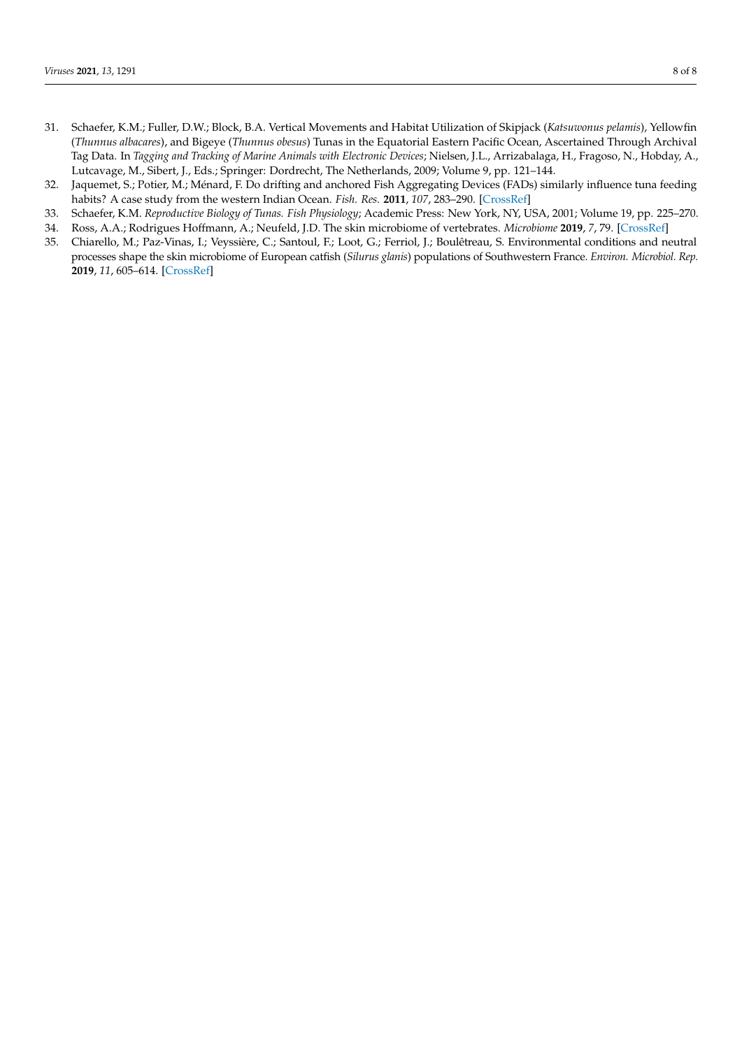31. Schaefer, K.M.; Fuller, D.W.; Block, B.A. Vertical Movements and Habitat Utilization of Skipjack (*Katsuwonus pelamis*), Yellowfin (*Thunnus albacares*), and Bigeye (*Thunnus obesus*) Tunas in the Equatorial Eastern Pacific Ocean, Ascertained Through Archival Tag Data. In *Tagging and Tracking of Marine Animals with Electronic Devices*; Nielsen, J.L., Arrizabalaga, H., Fragoso, N., Hobday, A., Lutcavage, M., Sibert, J., Eds.; Springer: Dordrecht, The Netherlands, 2009; Volume 9, pp. 121–144.
32. Jaquemet, S.; Potier, M.; Ménard, F. Do drifting and anchored Fish Aggregating Devices (FADs) similarly influence tuna feeding habits? A case study from the western Indian Ocean. *Fish. Res.* **2011**, *107*, 283–290. [CrossRef]
33. Schaefer, K.M. *Reproductive Biology of Tunas. Fish Physiology*; Academic Press: New York, NY, USA, 2001; Volume 19, pp. 225–270.
34. Ross, A.A.; Rodrigues Hoffmann, A.; Neufeld, J.D. The skin microbiome of vertebrates. *Microbiome* **2019**, *7*, 79. [CrossRef]
35. Chiarello, M.; Paz-Vinas, I.; Veyssière, C.; Santoul, F.; Loot, G.; Ferriol, J.; Boulêtreau, S. Environmental conditions and neutral processes shape the skin microbiome of European catfish (*Silurus glanis*) populations of Southwestern France. *Environ. Microbiol. Rep.* **2019**, *11*, 605–614. [CrossRef]